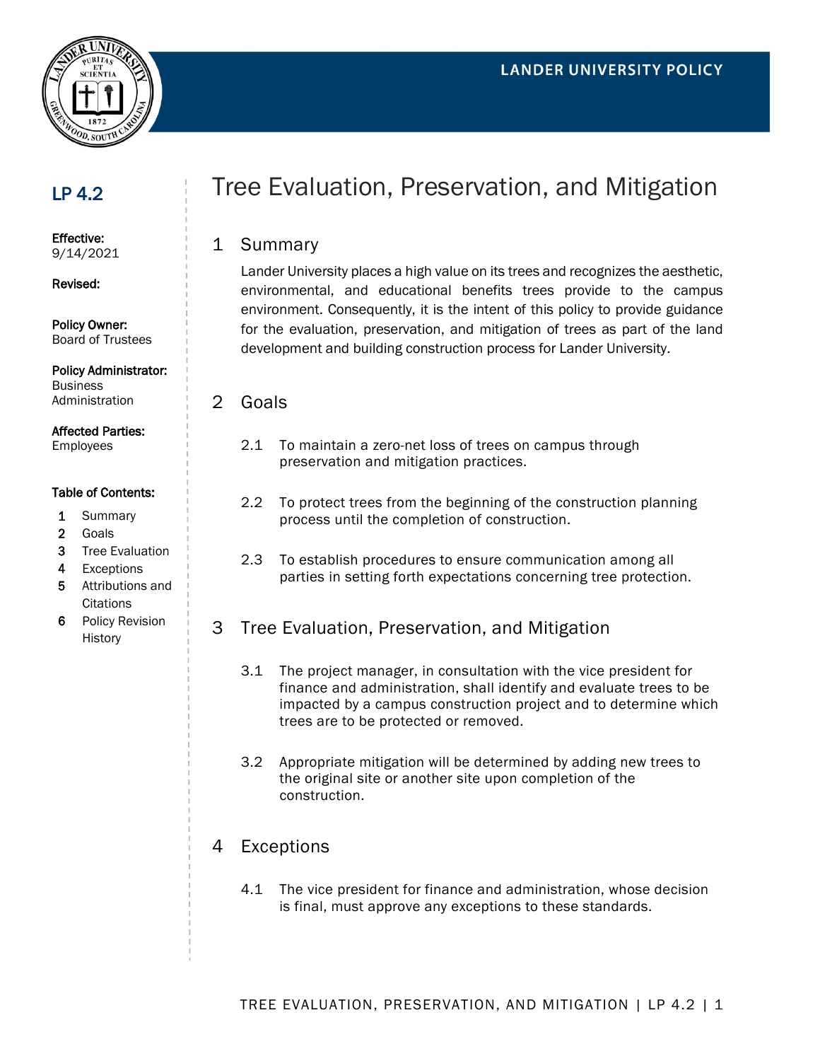LANDER UNIVERSITY POLICY

**LP 4.2**

**Effective:**
9/14/2021

**Revised:**

**Policy Owner:**
Board of Trustees

**Policy Administrator:**
Business Administration

**Affected Parties:**
Employees

**Table of Contents:**

1. Summary
2. Goals
3. Tree Evaluation
4. Exceptions
5. Attributions and Citations
6. Policy Revision History

# Tree Evaluation, Preservation, and Mitigation

## 1 Summary

Lander University places a high value on its trees and recognizes the aesthetic, environmental, and educational benefits trees provide to the campus environment. Consequently, it is the intent of this policy to provide guidance for the evaluation, preservation, and mitigation of trees as part of the land development and building construction process for Lander University.

## 2 Goals

2.1 To maintain a zero-net loss of trees on campus through preservation and mitigation practices.

2.2 To protect trees from the beginning of the construction planning process until the completion of construction.

2.3 To establish procedures to ensure communication among all parties in setting forth expectations concerning tree protection.

## 3 Tree Evaluation, Preservation, and Mitigation

3.1 The project manager, in consultation with the vice president for finance and administration, shall identify and evaluate trees to be impacted by a campus construction project and to determine which trees are to be protected or removed.

3.2 Appropriate mitigation will be determined by adding new trees to the original site or another site upon completion of the construction.

## 4 Exceptions

4.1 The vice president for finance and administration, whose decision is final, must approve any exceptions to these standards.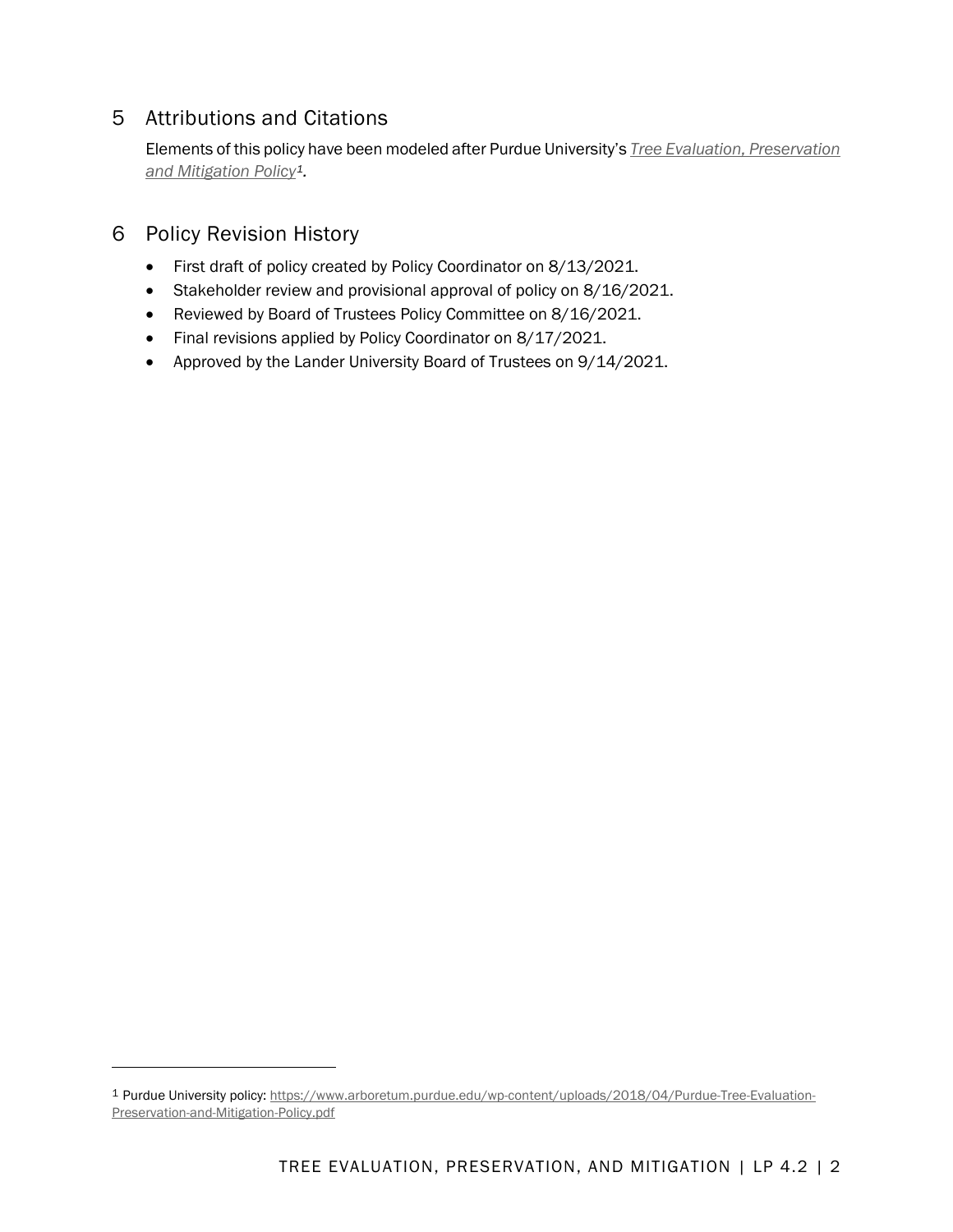## 5 Attributions and Citations

Elements of this policy have been modeled after Purdue University's *[Tree Evaluation, Preservation and Mitigation Policy](https://www.arboretum.purdue.edu/wp-content/uploads/2018/04/Purdue-Tree-Evaluation-Preservation-and-Mitigation-Policy.pdf)*[1].

## 6 Policy Revision History

- First draft of policy created by Policy Coordinator on 8/13/2021.
- Stakeholder review and provisional approval of policy on 8/16/2021.
- Reviewed by Board of Trustees Policy Committee on 8/16/2021.
- Final revisions applied by Policy Coordinator on 8/17/2021.
- Approved by the Lander University Board of Trustees on 9/14/2021.

---

[1] Purdue University policy: https://www.arboretum.purdue.edu/wp-content/uploads/2018/04/Purdue-Tree-Evaluation-Preservation-and-Mitigation-Policy.pdf